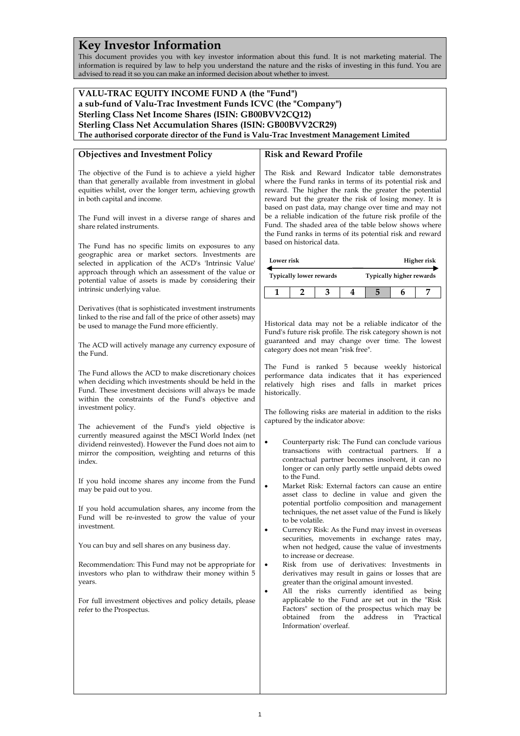# Key Investor Information

This document provides you with key investor information about this fund. It is not marketing material. The information is required by law to help you understand the nature and the risks of investing in this fund. You are advised to read it so you can make an informed decision about whether to invest.

**VALU-TRAC EQUITY INCOME FUND A (the "Fund")**
**a sub-fund of Valu-Trac Investment Funds ICVC (the "Company")**
**Sterling Class Net Income Shares (ISIN: GB00BVV2CQ12)**
**Sterling Class Net Accumulation Shares (ISIN: GB00BVV2CR29)**
**The authorised corporate director of the Fund is Valu-Trac Investment Management Limited**

## Objectives and Investment Policy

The objective of the Fund is to achieve a yield higher than that generally available from investment in global equities whilst, over the longer term, achieving growth in both capital and income.

The Fund will invest in a diverse range of shares and share related instruments.

The Fund has no specific limits on exposures to any geographic area or market sectors. Investments are selected in application of the ACD's 'Intrinsic Value' approach through which an assessment of the value or potential value of assets is made by considering their intrinsic underlying value.

Derivatives (that is sophisticated investment instruments linked to the rise and fall of the price of other assets) may be used to manage the Fund more efficiently.

The ACD will actively manage any currency exposure of the Fund.

The Fund allows the ACD to make discretionary choices when deciding which investments should be held in the Fund. These investment decisions will always be made within the constraints of the Fund's objective and investment policy.

The achievement of the Fund's yield objective is currently measured against the MSCI World Index (net dividend reinvested). However the Fund does not aim to mirror the composition, weighting and returns of this index.

If you hold income shares any income from the Fund may be paid out to you.

If you hold accumulation shares, any income from the Fund will be re-invested to grow the value of your investment.

You can buy and sell shares on any business day.

Recommendation: This Fund may not be appropriate for investors who plan to withdraw their money within 5 years.

For full investment objectives and policy details, please refer to the Prospectus.

## Risk and Reward Profile

The Risk and Reward Indicator table demonstrates where the Fund ranks in terms of its potential risk and reward. The higher the rank the greater the potential reward but the greater the risk of losing money. It is based on past data, may change over time and may not be a reliable indication of the future risk profile of the Fund. The shaded area of the table below shows where the Fund ranks in terms of its potential risk and reward based on historical data.

**Lower risk** ← → **Higher risk**

**Typically lower rewards** — **Typically higher rewards**

| 1 | 2 | 3 | 4 | **5** | 6 | 7 |
|---|---|---|---|---|---|---|

Historical data may not be a reliable indicator of the Fund's future risk profile. The risk category shown is not guaranteed and may change over time. The lowest category does not mean "risk free".

The Fund is ranked 5 because weekly historical performance data indicates that it has experienced relatively high rises and falls in market prices historically.

The following risks are material in addition to the risks captured by the indicator above:

- Counterparty risk: The Fund can conclude various transactions with contractual partners. If a contractual partner becomes insolvent, it can no longer or can only partly settle unpaid debts owed to the Fund.
- Market Risk: External factors can cause an entire asset class to decline in value and given the potential portfolio composition and management techniques, the net asset value of the Fund is likely to be volatile.
- Currency Risk: As the Fund may invest in overseas securities, movements in exchange rates may, when not hedged, cause the value of investments to increase or decrease.
- Risk from use of derivatives: Investments in derivatives may result in gains or losses that are greater than the original amount invested.
- All the risks currently identified as being applicable to the Fund are set out in the "Risk Factors" section of the prospectus which may be obtained from the address in 'Practical Information' overleaf.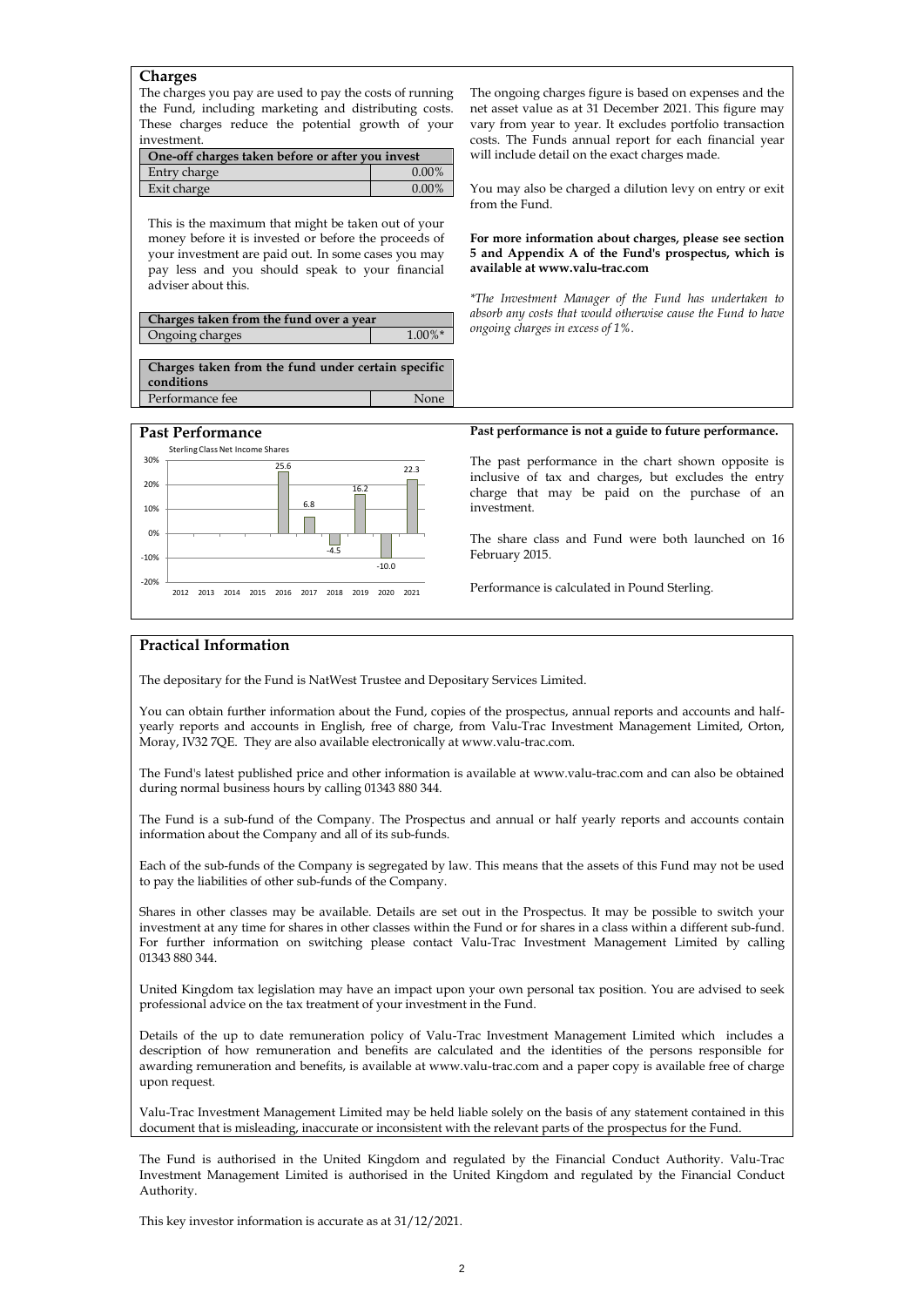## Charges

The charges you pay are used to pay the costs of running the Fund, including marketing and distributing costs. These charges reduce the potential growth of your investment.

| One-off charges taken before or after you invest | |
|---|---|
| Entry charge | 0.00% |
| Exit charge | 0.00% |

This is the maximum that might be taken out of your money before it is invested or before the proceeds of your investment are paid out. In some cases you may pay less and you should speak to your financial adviser about this.

| Charges taken from the fund over a year | |
|---|---|
| Ongoing charges | 1.00%* |

| Charges taken from the fund under certain specific conditions | |
|---|---|
| Performance fee | None |

The ongoing charges figure is based on expenses and the net asset value as at 31 December 2021. This figure may vary from year to year. It excludes portfolio transaction costs. The Funds annual report for each financial year will include detail on the exact charges made.

You may also be charged a dilution levy on entry or exit from the Fund.

**For more information about charges, please see section 5 and Appendix A of the Fund's prospectus, which is available at www.valu-trac.com**

*\*The Investment Manager of the Fund has undertaken to absorb any costs that would otherwise cause the Fund to have ongoing charges in excess of 1%.*

## Past Performance

Sterling Class Net Income Shares

30%
20%
10%
0%
-10%
-20%

2012 2013 2014 2015 2016 2017 2018 2019 2020 2021

25.6
6.8
-4.5
16.2
-10.0
22.3

**Past performance is not a guide to future performance.**

The past performance in the chart shown opposite is inclusive of tax and charges, but excludes the entry charge that may be paid on the purchase of an investment.

The share class and Fund were both launched on 16 February 2015.

Performance is calculated in Pound Sterling.

## Practical Information

The depositary for the Fund is NatWest Trustee and Depositary Services Limited.

You can obtain further information about the Fund, copies of the prospectus, annual reports and accounts and half-yearly reports and accounts in English, free of charge, from Valu-Trac Investment Management Limited, Orton, Moray, IV32 7QE. They are also available electronically at www.valu-trac.com.

The Fund's latest published price and other information is available at www.valu-trac.com and can also be obtained during normal business hours by calling 01343 880 344.

The Fund is a sub-fund of the Company. The Prospectus and annual or half yearly reports and accounts contain information about the Company and all of its sub-funds.

Each of the sub-funds of the Company is segregated by law. This means that the assets of this Fund may not be used to pay the liabilities of other sub-funds of the Company.

Shares in other classes may be available. Details are set out in the Prospectus. It may be possible to switch your investment at any time for shares in other classes within the Fund or for shares in a class within a different sub-fund. For further information on switching please contact Valu-Trac Investment Management Limited by calling 01343 880 344.

United Kingdom tax legislation may have an impact upon your own personal tax position. You are advised to seek professional advice on the tax treatment of your investment in the Fund.

Details of the up to date remuneration policy of Valu-Trac Investment Management Limited which includes a description of how remuneration and benefits are calculated and the identities of the persons responsible for awarding remuneration and benefits, is available at www.valu-trac.com and a paper copy is available free of charge upon request.

Valu-Trac Investment Management Limited may be held liable solely on the basis of any statement contained in this document that is misleading, inaccurate or inconsistent with the relevant parts of the prospectus for the Fund.

The Fund is authorised in the United Kingdom and regulated by the Financial Conduct Authority. Valu-Trac Investment Management Limited is authorised in the United Kingdom and regulated by the Financial Conduct Authority.

This key investor information is accurate as at 31/12/2021.